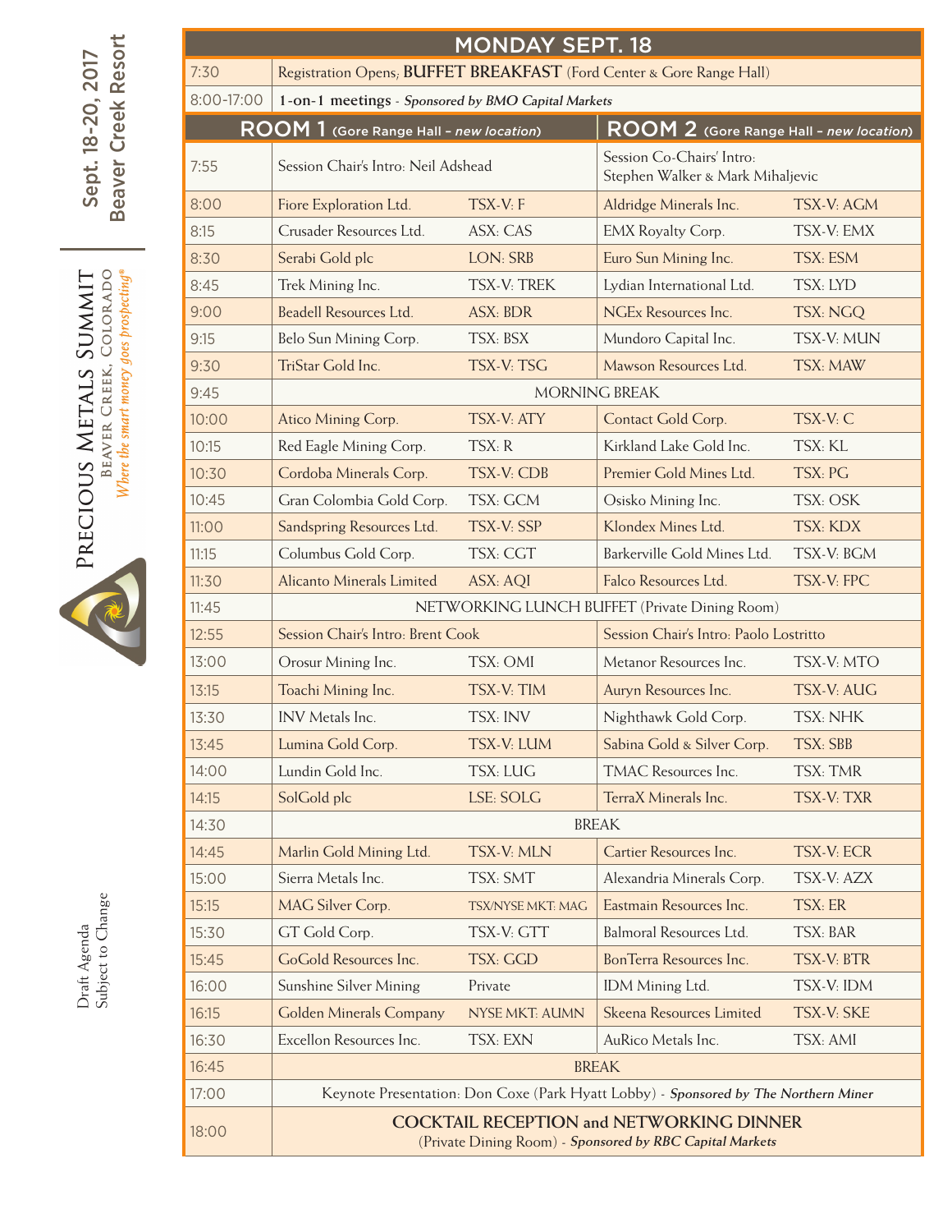Sept. 18-20, 2017
Beaver Creek Resort

# Precious Metals Summit

Beaver Creek, Colorado

*Where the smart money goes prospecting®*

Draft Agenda
Subject to Change

## MONDAY SEPT. 18

| Time | Session | | | |
|---|---|---|---|---|
| 7:30 | Registration Opens; **BUFFET BREAKFAST** (Ford Center & Gore Range Hall) | | | |
| 8:00-17:00 | **1-on-1 meetings** - *Sponsored by BMO Capital Markets* | | | |
| | **ROOM 1** (Gore Range Hall – *new location*) | | **ROOM 2** (Gore Range Hall – *new location*) | |
| 7:55 | Session Chair's Intro: Neil Adshead | | Session Co-Chairs' Intro: Stephen Walker & Mark Mihaljevic | |
| 8:00 | Fiore Exploration Ltd. | TSX-V: F | Aldridge Minerals Inc. | TSX-V: AGM |
| 8:15 | Crusader Resources Ltd. | ASX: CAS | EMX Royalty Corp. | TSX-V: EMX |
| 8:30 | Serabi Gold plc | LON: SRB | Euro Sun Mining Inc. | TSX: ESM |
| 8:45 | Trek Mining Inc. | TSX-V: TREK | Lydian International Ltd. | TSX: LYD |
| 9:00 | Beadell Resources Ltd. | ASX: BDR | NGEx Resources Inc. | TSX: NGQ |
| 9:15 | Belo Sun Mining Corp. | TSX: BSX | Mundoro Capital Inc. | TSX-V: MUN |
| 9:30 | TriStar Gold Inc. | TSX-V: TSG | Mawson Resources Ltd. | TSX: MAW |
| 9:45 | MORNING BREAK | | | |
| 10:00 | Atico Mining Corp. | TSX-V: ATY | Contact Gold Corp. | TSX-V: C |
| 10:15 | Red Eagle Mining Corp. | TSX: R | Kirkland Lake Gold Inc. | TSX: KL |
| 10:30 | Cordoba Minerals Corp. | TSX-V: CDB | Premier Gold Mines Ltd. | TSX: PG |
| 10:45 | Gran Colombia Gold Corp. | TSX: GCM | Osisko Mining Inc. | TSX: OSK |
| 11:00 | Sandspring Resources Ltd. | TSX-V: SSP | Klondex Mines Ltd. | TSX: KDX |
| 11:15 | Columbus Gold Corp. | TSX: CGT | Barkerville Gold Mines Ltd. | TSX-V: BGM |
| 11:30 | Alicanto Minerals Limited | ASX: AQI | Falco Resources Ltd. | TSX-V: FPC |
| 11:45 | NETWORKING LUNCH BUFFET (Private Dining Room) | | | |
| 12:55 | Session Chair's Intro: Brent Cook | | Session Chair's Intro: Paolo Lostritto | |
| 13:00 | Orosur Mining Inc. | TSX: OMI | Metanor Resources Inc. | TSX-V: MTO |
| 13:15 | Toachi Mining Inc. | TSX-V: TIM | Auryn Resources Inc. | TSX-V: AUG |
| 13:30 | INV Metals Inc. | TSX: INV | Nighthawk Gold Corp. | TSX: NHK |
| 13:45 | Lumina Gold Corp. | TSX-V: LUM | Sabina Gold & Silver Corp. | TSX: SBB |
| 14:00 | Lundin Gold Inc. | TSX: LUG | TMAC Resources Inc. | TSX: TMR |
| 14:15 | SolGold plc | LSE: SOLG | TerraX Minerals Inc. | TSX-V: TXR |
| 14:30 | BREAK | | | |
| 14:45 | Marlin Gold Mining Ltd. | TSX-V: MLN | Cartier Resources Inc. | TSX-V: ECR |
| 15:00 | Sierra Metals Inc. | TSX: SMT | Alexandria Minerals Corp. | TSX-V: AZX |
| 15:15 | MAG Silver Corp. | TSX/NYSE MKT: MAG | Eastmain Resources Inc. | TSX: ER |
| 15:30 | GT Gold Corp. | TSX-V: GTT | Balmoral Resources Ltd. | TSX: BAR |
| 15:45 | GoGold Resources Inc. | TSX: GGD | BonTerra Resources Inc. | TSX-V: BTR |
| 16:00 | Sunshine Silver Mining | Private | IDM Mining Ltd. | TSX-V: IDM |
| 16:15 | Golden Minerals Company | NYSE MKT: AUMN | Skeena Resources Limited | TSX-V: SKE |
| 16:30 | Excellon Resources Inc. | TSX: EXN | AuRico Metals Inc. | TSX: AMI |
| 16:45 | BREAK | | | |
| 17:00 | Keynote Presentation: Don Coxe (Park Hyatt Lobby) - *Sponsored by The Northern Miner* | | | |
| 18:00 | **COCKTAIL RECEPTION and NETWORKING DINNER** (Private Dining Room) - *Sponsored by RBC Capital Markets* | | | |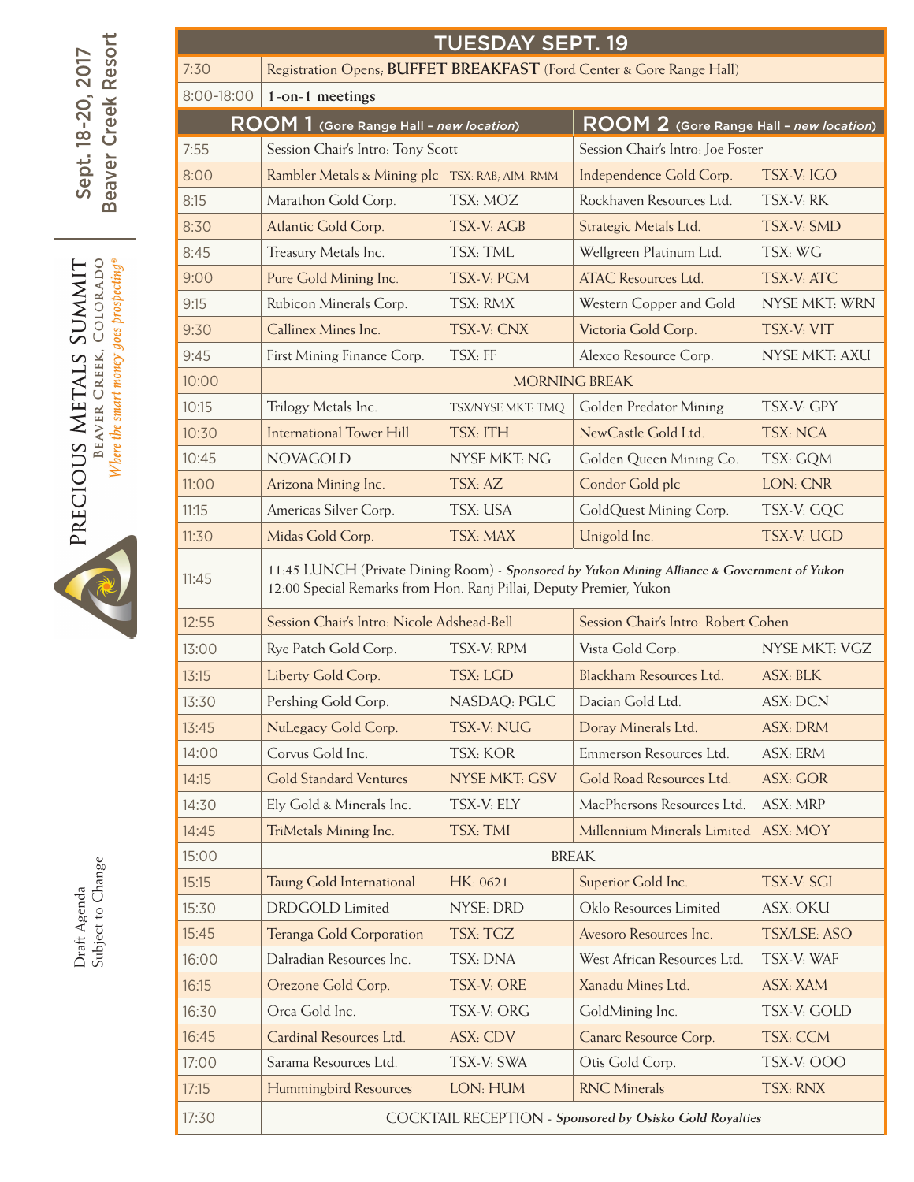# TUESDAY SEPT. 19

| Time | ROOM 1 (Gore Range Hall – *new location*) | | ROOM 2 (Gore Range Hall – *new location*) | |
|---|---|---|---|---|
| 7:30 | Registration Opens; **BUFFET BREAKFAST** (Ford Center & Gore Range Hall) | | | |
| 8:00-18:00 | **1-on-1 meetings** | | | |
| 7:55 | Session Chair's Intro: Tony Scott | | Session Chair's Intro: Joe Foster | |
| 8:00 | Rambler Metals & Mining plc | TSX: RAB; AIM: RMM | Independence Gold Corp. | TSX-V: IGO |
| 8:15 | Marathon Gold Corp. | TSX: MOZ | Rockhaven Resources Ltd. | TSX-V: RK |
| 8:30 | Atlantic Gold Corp. | TSX-V: AGB | Strategic Metals Ltd. | TSX-V: SMD |
| 8:45 | Treasury Metals Inc. | TSX: TML | Wellgreen Platinum Ltd. | TSX: WG |
| 9:00 | Pure Gold Mining Inc. | TSX-V: PGM | ATAC Resources Ltd. | TSX-V: ATC |
| 9:15 | Rubicon Minerals Corp. | TSX: RMX | Western Copper and Gold | NYSE MKT: WRN |
| 9:30 | Callinex Mines Inc. | TSX-V: CNX | Victoria Gold Corp. | TSX-V: VIT |
| 9:45 | First Mining Finance Corp. | TSX: FF | Alexco Resource Corp. | NYSE MKT: AXU |
| 10:00 | MORNING BREAK | | | |
| 10:15 | Trilogy Metals Inc. | TSX/NYSE MKT: TMQ | Golden Predator Mining | TSX-V: GPY |
| 10:30 | International Tower Hill | TSX: ITH | NewCastle Gold Ltd. | TSX: NCA |
| 10:45 | NOVAGOLD | NYSE MKT: NG | Golden Queen Mining Co. | TSX: GQM |
| 11:00 | Arizona Mining Inc. | TSX: AZ | Condor Gold plc | LON: CNR |
| 11:15 | Americas Silver Corp. | TSX: USA | GoldQuest Mining Corp. | TSX-V: GQC |
| 11:30 | Midas Gold Corp. | TSX: MAX | Unigold Inc. | TSX-V: UGD |
| 11:45 | 11:45 LUNCH (Private Dining Room) - ***Sponsored by Yukon Mining Alliance & Government of Yukon*** 12:00 Special Remarks from Hon. Ranj Pillai, Deputy Premier, Yukon | | | |
| 12:55 | Session Chair's Intro: Nicole Adshead-Bell | | Session Chair's Intro: Robert Cohen | |
| 13:00 | Rye Patch Gold Corp. | TSX-V: RPM | Vista Gold Corp. | NYSE MKT: VGZ |
| 13:15 | Liberty Gold Corp. | TSX: LGD | Blackham Resources Ltd. | ASX: BLK |
| 13:30 | Pershing Gold Corp. | NASDAQ: PGLC | Dacian Gold Ltd. | ASX: DCN |
| 13:45 | NuLegacy Gold Corp. | TSX-V: NUG | Doray Minerals Ltd. | ASX: DRM |
| 14:00 | Corvus Gold Inc. | TSX: KOR | Emmerson Resources Ltd. | ASX: ERM |
| 14:15 | Gold Standard Ventures | NYSE MKT: GSV | Gold Road Resources Ltd. | ASX: GOR |
| 14:30 | Ely Gold & Minerals Inc. | TSX-V: ELY | MacPhersons Resources Ltd. | ASX: MRP |
| 14:45 | TriMetals Mining Inc. | TSX: TMI | Millennium Minerals Limited | ASX: MOY |
| 15:00 | BREAK | | | |
| 15:15 | Taung Gold International | HK: 0621 | Superior Gold Inc. | TSX-V: SGI |
| 15:30 | DRDGOLD Limited | NYSE: DRD | Oklo Resources Limited | ASX: OKU |
| 15:45 | Teranga Gold Corporation | TSX: TGZ | Avesoro Resources Inc. | TSX/LSE: ASO |
| 16:00 | Dalradian Resources Inc. | TSX: DNA | West African Resources Ltd. | TSX-V: WAF |
| 16:15 | Orezone Gold Corp. | TSX-V: ORE | Xanadu Mines Ltd. | ASX: XAM |
| 16:30 | Orca Gold Inc. | TSX-V: ORG | GoldMining Inc. | TSX-V: GOLD |
| 16:45 | Cardinal Resources Ltd. | ASX: CDV | Canarc Resource Corp. | TSX: CCM |
| 17:00 | Sarama Resources Ltd. | TSX-V: SWA | Otis Gold Corp. | TSX-V: OOO |
| 17:15 | Hummingbird Resources | LON: HUM | RNC Minerals | TSX: RNX |
| 17:30 | COCKTAIL RECEPTION - ***Sponsored by Osisko Gold Royalties*** | | | |

Draft Agenda
Subject to Change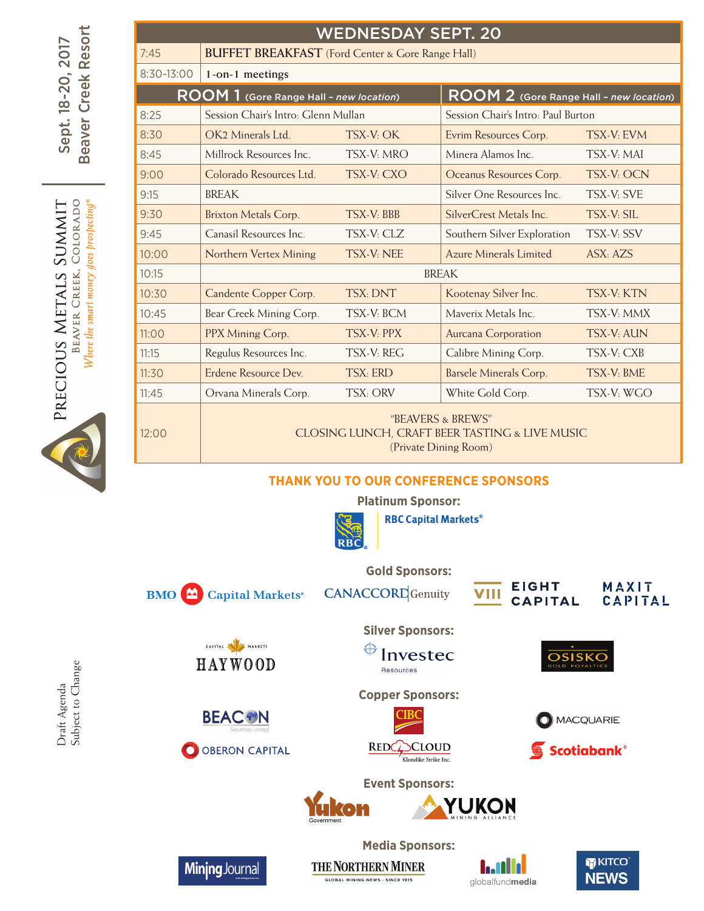Sept. 18-20, 2017
Beaver Creek Resort

PRECIOUS METALS SUMMIT
BEAVER CREEK, COLORADO
*Where the smart money goes prospecting®*

# WEDNESDAY SEPT. 20

| Time | | | | |
|---|---|---|---|---|
| 7:45 | **BUFFET BREAKFAST** (Ford Center & Gore Range Hall) | | | |
| 8:30-13:00 | **1-on-1 meetings** | | | |
| | **ROOM 1** (Gore Range Hall – *new location*) | | **ROOM 2** (Gore Range Hall – *new location*) | |
| 8:25 | Session Chair's Intro: Glenn Mullan | | Session Chair's Intro: Paul Burton | |
| 8:30 | OK2 Minerals Ltd. | TSX-V: OK | Evrim Resources Corp. | TSX-V: EVM |
| 8:45 | Millrock Resources Inc. | TSX-V: MRO | Minera Alamos Inc. | TSX-V: MAI |
| 9:00 | Colorado Resources Ltd. | TSX-V: CXO | Oceanus Resources Corp. | TSX-V: OCN |
| 9:15 | BREAK | | Silver One Resources Inc. | TSX-V: SVE |
| 9:30 | Brixton Metals Corp. | TSX-V: BBB | SilverCrest Metals Inc. | TSX-V: SIL |
| 9:45 | Canasil Resources Inc. | TSX-V: CLZ | Southern Silver Exploration | TSX-V: SSV |
| 10:00 | Northern Vertex Mining | TSX-V: NEE | Azure Minerals Limited | ASX: AZS |
| 10:15 | BREAK | | | |
| 10:30 | Candente Copper Corp. | TSX: DNT | Kootenay Silver Inc. | TSX-V: KTN |
| 10:45 | Bear Creek Mining Corp. | TSX-V: BCM | Maverix Metals Inc. | TSX-V: MMX |
| 11:00 | PPX Mining Corp. | TSX-V: PPX | Aurcana Corporation | TSX-V: AUN |
| 11:15 | Regulus Resources Inc. | TSX-V: REG | Calibre Mining Corp. | TSX-V: CXB |
| 11:30 | Erdene Resource Dev. | TSX: ERD | Barsele Minerals Corp. | TSX-V: BME |
| 11:45 | Orvana Minerals Corp. | TSX: ORV | White Gold Corp. | TSX-V: WGO |
| 12:00 | "BEAVERS & BREWS" CLOSING LUNCH, CRAFT BEER TASTING & LIVE MUSIC (Private Dining Room) | | | |

## THANK YOU TO OUR CONFERENCE SPONSORS

**Platinum Sponsor:**
RBC Capital Markets®

**Gold Sponsors:**
BMO Capital Markets® · Canaccord Genuity · Eight Capital · Maxit Capital

**Silver Sponsors:**
Haywood Capital Markets · Investec Resources · Osisko Gold Royalties

**Copper Sponsors:**
Beacon Securities Limited · CIBC · Macquarie · Oberon Capital · Red Cloud Klondike Strike Inc. · Scotiabank®

**Event Sponsors:**
Yukon Government · Yukon Mining Alliance

**Media Sponsors:**
Mining Journal · The Northern Miner · globalfundmedia · Kitco News

Draft Agenda
Subject to Change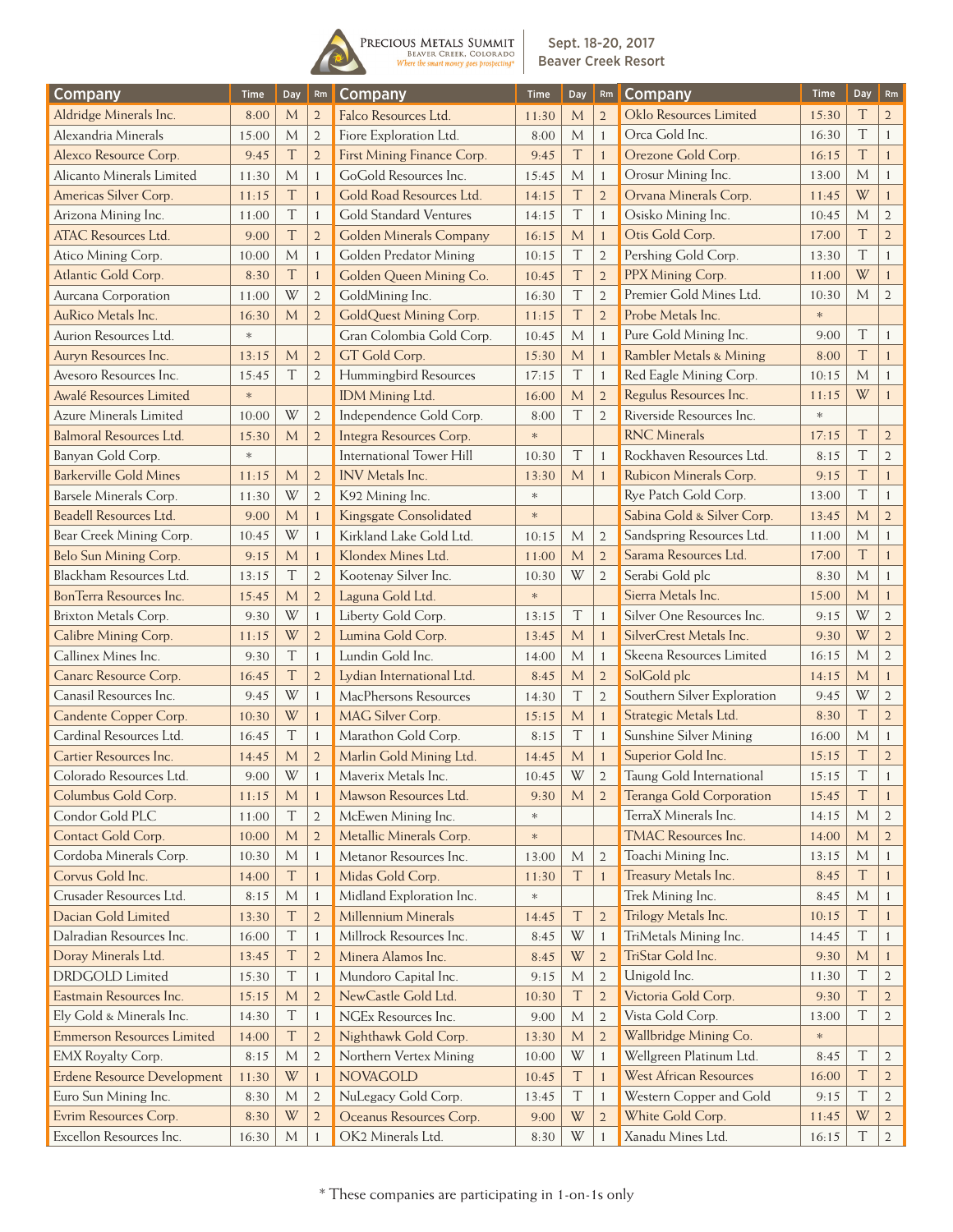Precious Metals Summit
Beaver Creek, Colorado
*Where the smart money goes prospecting*

Sept. 18-20, 2017
Beaver Creek Resort

| Company | Time | Day | Rm | Company | Time | Day | Rm | Company | Time | Day | Rm |
|---|---|---|---|---|---|---|---|---|---|---|---|
| Aldridge Minerals Inc. | 8:00 | M | 2 | Falco Resources Ltd. | 11:30 | M | 2 | Oklo Resources Limited | 15:30 | T | 2 |
| Alexandria Minerals | 15:00 | M | 2 | Fiore Exploration Ltd. | 8:00 | M | 1 | Orca Gold Inc. | 16:30 | T | 1 |
| Alexco Resource Corp. | 9:45 | T | 2 | First Mining Finance Corp. | 9:45 | T | 1 | Orezone Gold Corp. | 16:15 | T | 1 |
| Alicanto Minerals Limited | 11:30 | M | 1 | GoGold Resources Inc. | 15:45 | M | 1 | Orosur Mining Inc. | 13:00 | M | 1 |
| Americas Silver Corp. | 11:15 | T | 1 | Gold Road Resources Ltd. | 14:15 | T | 2 | Orvana Minerals Corp. | 11:45 | W | 1 |
| Arizona Mining Inc. | 11:00 | T | 1 | Gold Standard Ventures | 14:15 | T | 1 | Osisko Mining Inc. | 10:45 | M | 2 |
| ATAC Resources Ltd. | 9:00 | T | 2 | Golden Minerals Company | 16:15 | M | 1 | Otis Gold Corp. | 17:00 | T | 2 |
| Atico Mining Corp. | 10:00 | M | 1 | Golden Predator Mining | 10:15 | T | 2 | Pershing Gold Corp. | 13:30 | T | 1 |
| Atlantic Gold Corp. | 8:30 | T | 1 | Golden Queen Mining Co. | 10:45 | T | 2 | PPX Mining Corp. | 11:00 | W | 1 |
| Aurcana Corporation | 11:00 | W | 2 | GoldMining Inc. | 16:30 | T | 2 | Premier Gold Mines Ltd. | 10:30 | M | 2 |
| AuRico Metals Inc. | 16:30 | M | 2 | GoldQuest Mining Corp. | 11:15 | T | 2 | Probe Metals Inc. | * | | |
| Aurion Resources Ltd. | * | | | Gran Colombia Gold Corp. | 10:45 | M | 1 | Pure Gold Mining Inc. | 9:00 | T | 1 |
| Auryn Resources Inc. | 13:15 | M | 2 | GT Gold Corp. | 15:30 | M | 1 | Rambler Metals & Mining | 8:00 | T | 1 |
| Avesoro Resources Inc. | 15:45 | T | 2 | Hummingbird Resources | 17:15 | T | 1 | Red Eagle Mining Corp. | 10:15 | M | 1 |
| Awalé Resources Limited | * | | | IDM Mining Ltd. | 16:00 | M | 2 | Regulus Resources Inc. | 11:15 | W | 1 |
| Azure Minerals Limited | 10:00 | W | 2 | Independence Gold Corp. | 8:00 | T | 2 | Riverside Resources Inc. | * | | |
| Balmoral Resources Ltd. | 15:30 | M | 2 | Integra Resources Corp. | * | | | RNC Minerals | 17:15 | T | 2 |
| Banyan Gold Corp. | * | | | International Tower Hill | 10:30 | T | 1 | Rockhaven Resources Ltd. | 8:15 | T | 2 |
| Barkerville Gold Mines | 11:15 | M | 2 | INV Metals Inc. | 13:30 | M | 1 | Rubicon Minerals Corp. | 9:15 | T | 1 |
| Barsele Minerals Corp. | 11:30 | W | 2 | K92 Mining Inc. | * | | | Rye Patch Gold Corp. | 13:00 | T | 1 |
| Beadell Resources Ltd. | 9:00 | M | 1 | Kingsgate Consolidated | * | | | Sabina Gold & Silver Corp. | 13:45 | M | 2 |
| Bear Creek Mining Corp. | 10:45 | W | 1 | Kirkland Lake Gold Ltd. | 10:15 | M | 2 | Sandspring Resources Ltd. | 11:00 | M | 1 |
| Belo Sun Mining Corp. | 9:15 | M | 1 | Klondex Mines Ltd. | 11:00 | M | 2 | Sarama Resources Ltd. | 17:00 | T | 1 |
| Blackham Resources Ltd. | 13:15 | T | 2 | Kootenay Silver Inc. | 10:30 | W | 2 | Serabi Gold plc | 8:30 | M | 1 |
| BonTerra Resources Inc. | 15:45 | M | 2 | Laguna Gold Ltd. | * | | | Sierra Metals Inc. | 15:00 | M | 1 |
| Brixton Metals Corp. | 9:30 | W | 1 | Liberty Gold Corp. | 13:15 | T | 1 | Silver One Resources Inc. | 9:15 | W | 2 |
| Calibre Mining Corp. | 11:15 | W | 2 | Lumina Gold Corp. | 13:45 | M | 1 | SilverCrest Metals Inc. | 9:30 | W | 2 |
| Callinex Mines Inc. | 9:30 | T | 1 | Lundin Gold Inc. | 14:00 | M | 1 | Skeena Resources Limited | 16:15 | M | 2 |
| Canarc Resource Corp. | 16:45 | T | 2 | Lydian International Ltd. | 8:45 | M | 2 | SolGold plc | 14:15 | M | 1 |
| Canasil Resources Inc. | 9:45 | W | 1 | MacPhersons Resources | 14:30 | T | 2 | Southern Silver Exploration | 9:45 | W | 2 |
| Candente Copper Corp. | 10:30 | W | 1 | MAG Silver Corp. | 15:15 | M | 1 | Strategic Metals Ltd. | 8:30 | T | 2 |
| Cardinal Resources Ltd. | 16:45 | T | 1 | Marathon Gold Corp. | 8:15 | T | 1 | Sunshine Silver Mining | 16:00 | M | 1 |
| Cartier Resources Inc. | 14:45 | M | 2 | Marlin Gold Mining Ltd. | 14:45 | M | 1 | Superior Gold Inc. | 15:15 | T | 2 |
| Colorado Resources Ltd. | 9:00 | W | 1 | Maverix Metals Inc. | 10:45 | W | 2 | Taung Gold International | 15:15 | T | 1 |
| Columbus Gold Corp. | 11:15 | M | 1 | Mawson Resources Ltd. | 9:30 | M | 2 | Teranga Gold Corporation | 15:45 | T | 1 |
| Condor Gold PLC | 11:00 | T | 2 | McEwen Mining Inc. | * | | | TerraX Minerals Inc. | 14:15 | M | 2 |
| Contact Gold Corp. | 10:00 | M | 2 | Metallic Minerals Corp. | * | | | TMAC Resources Inc. | 14:00 | M | 2 |
| Cordoba Minerals Corp. | 10:30 | M | 1 | Metanor Resources Inc. | 13:00 | M | 2 | Toachi Mining Inc. | 13:15 | M | 1 |
| Corvus Gold Inc. | 14:00 | T | 1 | Midas Gold Corp. | 11:30 | T | 1 | Treasury Metals Inc. | 8:45 | T | 1 |
| Crusader Resources Ltd. | 8:15 | M | 1 | Midland Exploration Inc. | * | | | Trek Mining Inc. | 8:45 | M | 1 |
| Dacian Gold Limited | 13:30 | T | 2 | Millennium Minerals | 14:45 | T | 2 | Trilogy Metals Inc. | 10:15 | T | 1 |
| Dalradian Resources Inc. | 16:00 | T | 1 | Millrock Resources Inc. | 8:45 | W | 1 | TriMetals Mining Inc. | 14:45 | T | 1 |
| Doray Minerals Ltd. | 13:45 | T | 2 | Minera Alamos Inc. | 8:45 | W | 2 | TriStar Gold Inc. | 9:30 | M | 1 |
| DRDGOLD Limited | 15:30 | T | 1 | Mundoro Capital Inc. | 9:15 | M | 2 | Unigold Inc. | 11:30 | T | 2 |
| Eastmain Resources Inc. | 15:15 | M | 2 | NewCastle Gold Ltd. | 10:30 | T | 2 | Victoria Gold Corp. | 9:30 | T | 2 |
| Ely Gold & Minerals Inc. | 14:30 | T | 1 | NGEx Resources Inc. | 9:00 | M | 2 | Vista Gold Corp. | 13:00 | T | 2 |
| Emmerson Resources Limited | 14:00 | T | 2 | Nighthawk Gold Corp. | 13:30 | M | 2 | Wallbridge Mining Co. | * | | |
| EMX Royalty Corp. | 8:15 | M | 2 | Northern Vertex Mining | 10:00 | W | 1 | Wellgreen Platinum Ltd. | 8:45 | T | 2 |
| Erdene Resource Development | 11:30 | W | 1 | NOVAGOLD | 10:45 | T | 1 | West African Resources | 16:00 | T | 2 |
| Euro Sun Mining Inc. | 8:30 | M | 2 | NuLegacy Gold Corp. | 13:45 | T | 1 | Western Copper and Gold | 9:15 | T | 2 |
| Evrim Resources Corp. | 8:30 | W | 2 | Oceanus Resources Corp. | 9:00 | W | 2 | White Gold Corp. | 11:45 | W | 2 |
| Excellon Resources Inc. | 16:30 | M | 1 | OK2 Minerals Ltd. | 8:30 | W | 1 | Xanadu Mines Ltd. | 16:15 | T | 2 |

* These companies are participating in 1-on-1s only